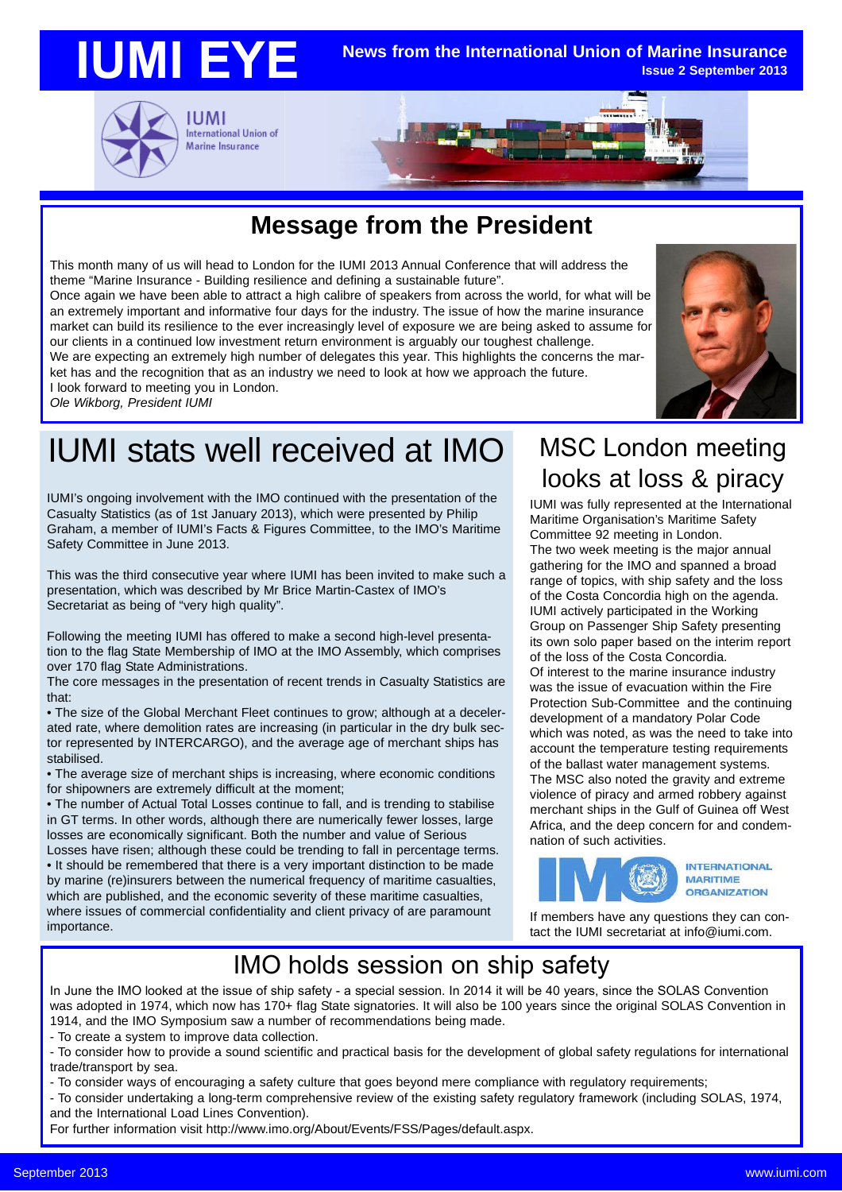# IUMI EYE

**News from the International Union of Marine Insurance**
**Issue 2 September 2013**

## Message from the President

This month many of us will head to London for the IUMI 2013 Annual Conference that will address the theme "Marine Insurance - Building resilience and defining a sustainable future".
Once again we have been able to attract a high calibre of speakers from across the world, for what will be an extremely important and informative four days for the industry. The issue of how the marine insurance market can build its resilience to the ever increasingly level of exposure we are being asked to assume for our clients in a continued low investment return environment is arguably our toughest challenge.
We are expecting an extremely high number of delegates this year. This highlights the concerns the market has and the recognition that as an industry we need to look at how we approach the future.
I look forward to meeting you in London.
*Ole Wikborg, President IUMI*

## IUMI stats well received at IMO

IUMI's ongoing involvement with the IMO continued with the presentation of the Casualty Statistics (as of 1st January 2013), which were presented by Philip Graham, a member of IUMI's Facts & Figures Committee, to the IMO's Maritime Safety Committee in June 2013.

This was the third consecutive year where IUMI has been invited to make such a presentation, which was described by Mr Brice Martin-Castex of IMO's Secretariat as being of "very high quality".

Following the meeting IUMI has offered to make a second high-level presentation to the flag State Membership of IMO at the IMO Assembly, which comprises over 170 flag State Administrations.
The core messages in the presentation of recent trends in Casualty Statistics are that:

- The size of the Global Merchant Fleet continues to grow; although at a decelerated rate, where demolition rates are increasing (in particular in the dry bulk sector represented by INTERCARGO), and the average age of merchant ships has stabilised.
- The average size of merchant ships is increasing, where economic conditions for shipowners are extremely difficult at the moment;
- The number of Actual Total Losses continue to fall, and is trending to stabilise in GT terms. In other words, although there are numerically fewer losses, large losses are economically significant. Both the number and value of Serious Losses have risen; although these could be trending to fall in percentage terms.
- It should be remembered that there is a very important distinction to be made by marine (re)insurers between the numerical frequency of maritime casualties, which are published, and the economic severity of these maritime casualties, where issues of commercial confidentiality and client privacy of are paramount importance.

## MSC London meeting looks at loss & piracy

IUMI was fully represented at the International Maritime Organisation's Maritime Safety Committee 92 meeting in London.
The two week meeting is the major annual gathering for the IMO and spanned a broad range of topics, with ship safety and the loss of the Costa Concordia high on the agenda. IUMI actively participated in the Working Group on Passenger Ship Safety presenting its own solo paper based on the interim report of the loss of the Costa Concordia.
Of interest to the marine insurance industry was the issue of evacuation within the Fire Protection Sub-Committee and the continuing development of a mandatory Polar Code which was noted, as was the need to take into account the temperature testing requirements of the ballast water management systems.
The MSC also noted the gravity and extreme violence of piracy and armed robbery against merchant ships in the Gulf of Guinea off West Africa, and the deep concern for and condemnation of such activities.

If members have any questions they can contact the IUMI secretariat at info@iumi.com.

## IMO holds session on ship safety

In June the IMO looked at the issue of ship safety - a special session. In 2014 it will be 40 years, since the SOLAS Convention was adopted in 1974, which now has 170+ flag State signatories. It will also be 100 years since the original SOLAS Convention in 1914, and the IMO Symposium saw a number of recommendations being made.

- To create a system to improve data collection.
- To consider how to provide a sound scientific and practical basis for the development of global safety regulations for international trade/transport by sea.
- To consider ways of encouraging a safety culture that goes beyond mere compliance with regulatory requirements;
- To consider undertaking a long-term comprehensive review of the existing safety regulatory framework (including SOLAS, 1974, and the International Load Lines Convention).

For further information visit http://www.imo.org/About/Events/FSS/Pages/default.aspx.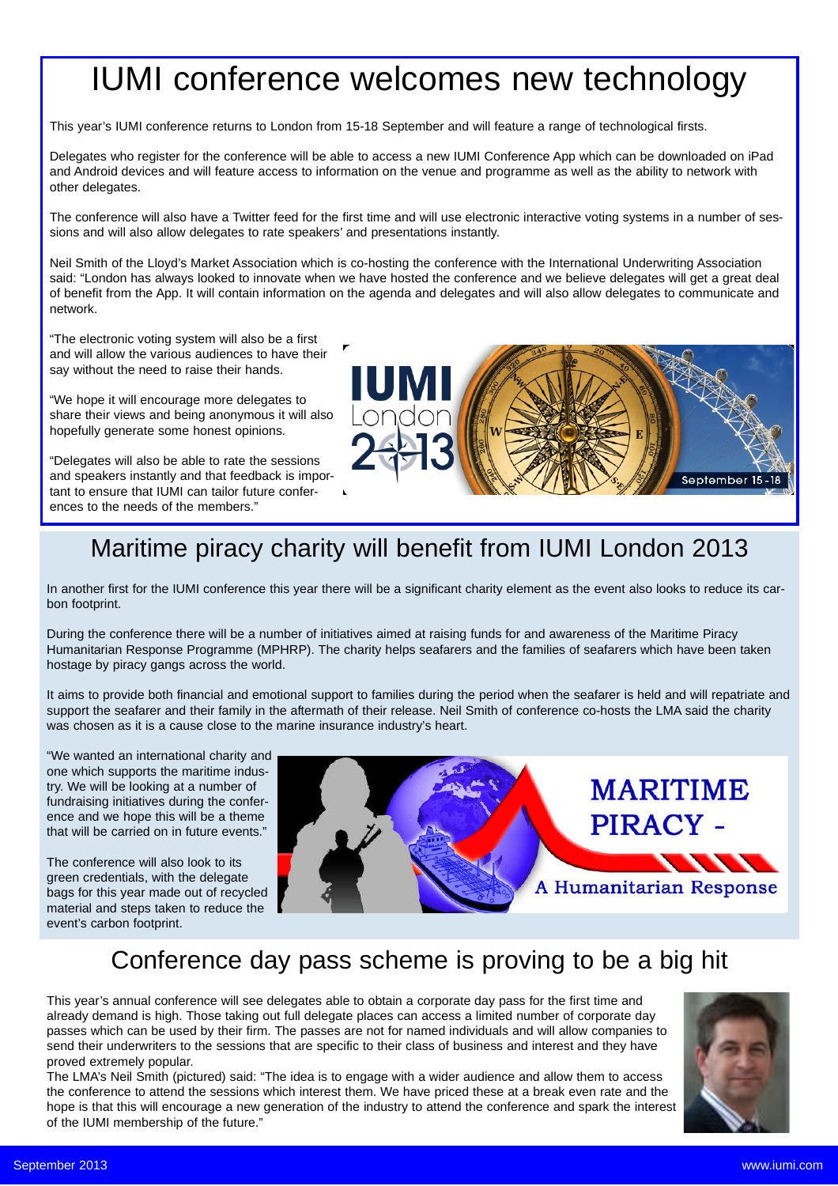# IUMI conference welcomes new technology

This year's IUMI conference returns to London from 15-18 September and will feature a range of technological firsts.

Delegates who register for the conference will be able to access a new IUMI Conference App which can be downloaded on iPad and Android devices and will feature access to information on the venue and programme as well as the ability to network with other delegates.

The conference will also have a Twitter feed for the first time and will use electronic interactive voting systems in a number of sessions and will also allow delegates to rate speakers' and presentations instantly.

Neil Smith of the Lloyd's Market Association which is co-hosting the conference with the International Underwriting Association said: "London has always looked to innovate when we have hosted the conference and we believe delegates will get a great deal of benefit from the App. It will contain information on the agenda and delegates and will also allow delegates to communicate and network.

"The electronic voting system will also be a first and will allow the various audiences to have their say without the need to raise their hands.

"We hope it will encourage more delegates to share their views and being anonymous it will also hopefully generate some honest opinions.

"Delegates will also be able to rate the sessions and speakers instantly and that feedback is important to ensure that IUMI can tailor future conferences to the needs of the members."

# Maritime piracy charity will benefit from IUMI London 2013

In another first for the IUMI conference this year there will be a significant charity element as the event also looks to reduce its carbon footprint.

During the conference there will be a number of initiatives aimed at raising funds for and awareness of the Maritime Piracy Humanitarian Response Programme (MPHRP). The charity helps seafarers and the families of seafarers which have been taken hostage by piracy gangs across the world.

It aims to provide both financial and emotional support to families during the period when the seafarer is held and will repatriate and support the seafarer and their family in the aftermath of their release. Neil Smith of conference co-hosts the LMA said the charity was chosen as it is a cause close to the marine insurance industry's heart.

"We wanted an international charity and one which supports the maritime industry. We will be looking at a number of fundraising initiatives during the conference and we hope this will be a theme that will be carried on in future events."

The conference will also look to its green credentials, with the delegate bags for this year made out of recycled material and steps taken to reduce the event's carbon footprint.

# Conference day pass scheme is proving to be a big hit

This year's annual conference will see delegates able to obtain a corporate day pass for the first time and already demand is high. Those taking out full delegate places can access a limited number of corporate day passes which can be used by their firm. The passes are not for named individuals and will allow companies to send their underwriters to the sessions that are specific to their class of business and interest and they have proved extremely popular.

The LMA's Neil Smith (pictured) said: "The idea is to engage with a wider audience and allow them to access the conference to attend the sessions which interest them. We have priced these at a break even rate and the hope is that this will encourage a new generation of the industry to attend the conference and spark the interest of the IUMI membership of the future."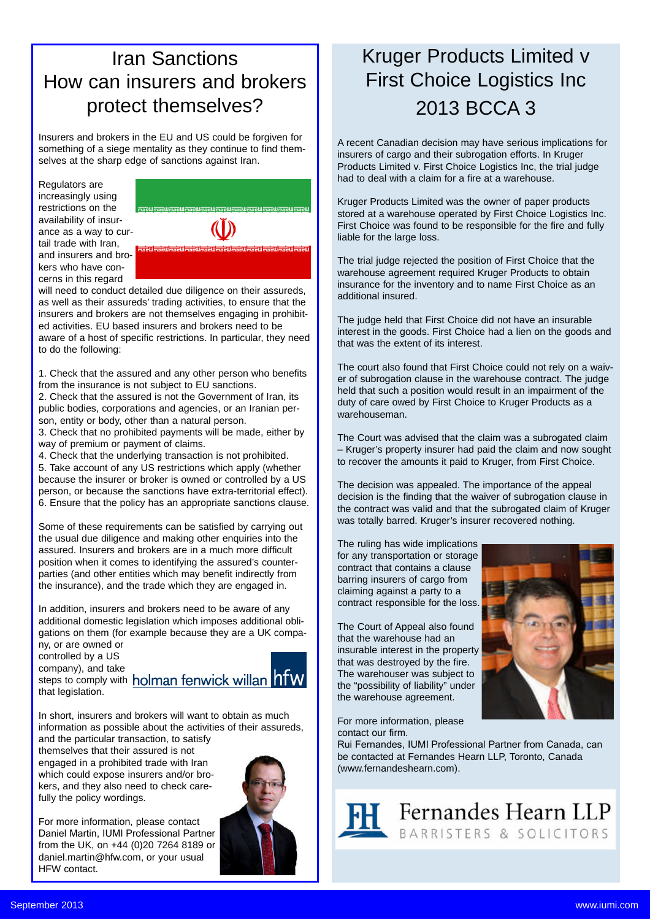# Iran Sanctions How can insurers and brokers protect themselves?

Insurers and brokers in the EU and US could be forgiven for something of a siege mentality as they continue to find themselves at the sharp edge of sanctions against Iran.

Regulators are increasingly using restrictions on the availability of insurance as a way to curtail trade with Iran, and insurers and brokers who have concerns in this regard will need to conduct detailed due diligence on their assureds, as well as their assureds' trading activities, to ensure that the insurers and brokers are not themselves engaging in prohibited activities. EU based insurers and brokers need to be aware of a host of specific restrictions. In particular, they need to do the following:

1. Check that the assured and any other person who benefits from the insurance is not subject to EU sanctions.
2. Check that the assured is not the Government of Iran, its public bodies, corporations and agencies, or an Iranian person, entity or body, other than a natural person.
3. Check that no prohibited payments will be made, either by way of premium or payment of claims.
4. Check that the underlying transaction is not prohibited.
5. Take account of any US restrictions which apply (whether because the insurer or broker is owned or controlled by a US person, or because the sanctions have extra-territorial effect).
6. Ensure that the policy has an appropriate sanctions clause.

Some of these requirements can be satisfied by carrying out the usual due diligence and making other enquiries into the assured. Insurers and brokers are in a much more difficult position when it comes to identifying the assured's counterparties (and other entities which may benefit indirectly from the insurance), and the trade which they are engaged in.

In addition, insurers and brokers need to be aware of any additional domestic legislation which imposes additional obligations on them (for example because they are a UK company, or are owned or controlled by a US company), and take steps to comply with that legislation.

holman fenwick willan hfw

In short, insurers and brokers will want to obtain as much information as possible about the activities of their assureds, and the particular transaction, to satisfy themselves that their assured is not engaged in a prohibited trade with Iran which could expose insurers and/or brokers, and they also need to check carefully the policy wordings.

For more information, please contact Daniel Martin, IUMI Professional Partner from the UK, on +44 (0)20 7264 8189 or daniel.martin@hfw.com, or your usual HFW contact.

# Kruger Products Limited v First Choice Logistics Inc 2013 BCCA 3

A recent Canadian decision may have serious implications for insurers of cargo and their subrogation efforts. In Kruger Products Limited v. First Choice Logistics Inc, the trial judge had to deal with a claim for a fire at a warehouse.

Kruger Products Limited was the owner of paper products stored at a warehouse operated by First Choice Logistics Inc. First Choice was found to be responsible for the fire and fully liable for the large loss.

The trial judge rejected the position of First Choice that the warehouse agreement required Kruger Products to obtain insurance for the inventory and to name First Choice as an additional insured.

The judge held that First Choice did not have an insurable interest in the goods. First Choice had a lien on the goods and that was the extent of its interest.

The court also found that First Choice could not rely on a waiver of subrogation clause in the warehouse contract. The judge held that such a position would result in an impairment of the duty of care owed by First Choice to Kruger Products as a warehouseman.

The Court was advised that the claim was a subrogated claim – Kruger's property insurer had paid the claim and now sought to recover the amounts it paid to Kruger, from First Choice.

The decision was appealed. The importance of the appeal decision is the finding that the waiver of subrogation clause in the contract was valid and that the subrogated claim of Kruger was totally barred. Kruger's insurer recovered nothing.

The ruling has wide implications for any transportation or storage contract that contains a clause barring insurers of cargo from claiming against a party to a contract responsible for the loss.

The Court of Appeal also found that the warehouse had an insurable interest in the property that was destroyed by the fire. The warehouser was subject to the "possibility of liability" under the warehouse agreement.

For more information, please contact our firm.
Rui Fernandes, IUMI Professional Partner from Canada, can be contacted at Fernandes Hearn LLP, Toronto, Canada (www.fernandeshearn.com).

Fernandes Hearn LLP
BARRISTERS & SOLICITORS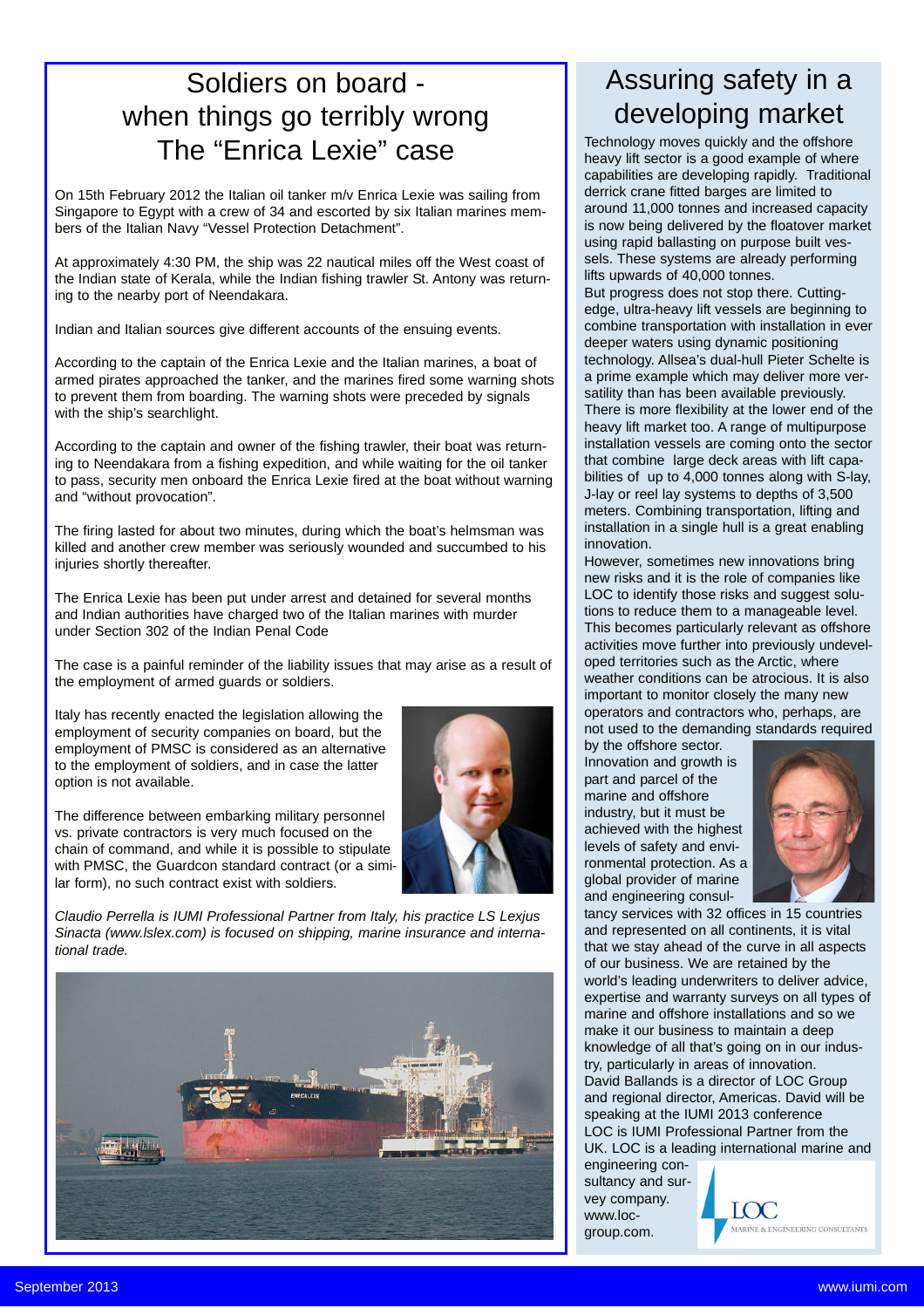# Soldiers on board - when things go terribly wrong The "Enrica Lexie" case

On 15th February 2012 the Italian oil tanker m/v Enrica Lexie was sailing from Singapore to Egypt with a crew of 34 and escorted by six Italian marines members of the Italian Navy "Vessel Protection Detachment".

At approximately 4:30 PM, the ship was 22 nautical miles off the West coast of the Indian state of Kerala, while the Indian fishing trawler St. Antony was returning to the nearby port of Neendakara.

Indian and Italian sources give different accounts of the ensuing events.

According to the captain of the Enrica Lexie and the Italian marines, a boat of armed pirates approached the tanker, and the marines fired some warning shots to prevent them from boarding. The warning shots were preceded by signals with the ship's searchlight.

According to the captain and owner of the fishing trawler, their boat was returning to Neendakara from a fishing expedition, and while waiting for the oil tanker to pass, security men onboard the Enrica Lexie fired at the boat without warning and "without provocation".

The firing lasted for about two minutes, during which the boat's helmsman was killed and another crew member was seriously wounded and succumbed to his injuries shortly thereafter.

The Enrica Lexie has been put under arrest and detained for several months and Indian authorities have charged two of the Italian marines with murder under Section 302 of the Indian Penal Code

The case is a painful reminder of the liability issues that may arise as a result of the employment of armed guards or soldiers.

Italy has recently enacted the legislation allowing the employment of security companies on board, but the employment of PMSC is considered as an alternative to the employment of soldiers, and in case the latter option is not available.

The difference between embarking military personnel vs. private contractors is very much focused on the chain of command, and while it is possible to stipulate with PMSC, the Guardcon standard contract (or a similar form), no such contract exist with soldiers.

*Claudio Perrella is IUMI Professional Partner from Italy, his practice LS Lexjus Sinacta (www.lslex.com) is focused on shipping, marine insurance and international trade.*

# Assuring safety in a developing market

Technology moves quickly and the offshore heavy lift sector is a good example of where capabilities are developing rapidly. Traditional derrick crane fitted barges are limited to around 11,000 tonnes and increased capacity is now being delivered by the floatover market using rapid ballasting on purpose built vessels. These systems are already performing lifts upwards of 40,000 tonnes.

But progress does not stop there. Cutting-edge, ultra-heavy lift vessels are beginning to combine transportation with installation in ever deeper waters using dynamic positioning technology. Allsea's dual-hull Pieter Schelte is a prime example which may deliver more versatility than has been available previously.

There is more flexibility at the lower end of the heavy lift market too. A range of multipurpose installation vessels are coming onto the sector that combine large deck areas with lift capabilities of up to 4,000 tonnes along with S-lay, J-lay or reel lay systems to depths of 3,500 meters. Combining transportation, lifting and installation in a single hull is a great enabling innovation.

However, sometimes new innovations bring new risks and it is the role of companies like LOC to identify those risks and suggest solutions to reduce them to a manageable level. This becomes particularly relevant as offshore activities move further into previously undeveloped territories such as the Arctic, where weather conditions can be atrocious. It is also important to monitor closely the many new operators and contractors who, perhaps, are not used to the demanding standards required by the offshore sector.

Innovation and growth is part and parcel of the marine and offshore industry, but it must be achieved with the highest levels of safety and environmental protection. As a global provider of marine and engineering consultancy services with 32 offices in 15 countries and represented on all continents, it is vital that we stay ahead of the curve in all aspects of our business. We are retained by the world's leading underwriters to deliver advice, expertise and warranty surveys on all types of marine and offshore installations and so we make it our business to maintain a deep knowledge of all that's going on in our industry, particularly in areas of innovation.

David Ballands is a director of LOC Group and regional director, Americas. David will be speaking at the IUMI 2013 conference

LOC is IUMI Professional Partner from the UK. LOC is a leading international marine and engineering consultancy and survey company. www.loc-group.com.

LOC
MARINE & ENGINEERING CONSULTANTS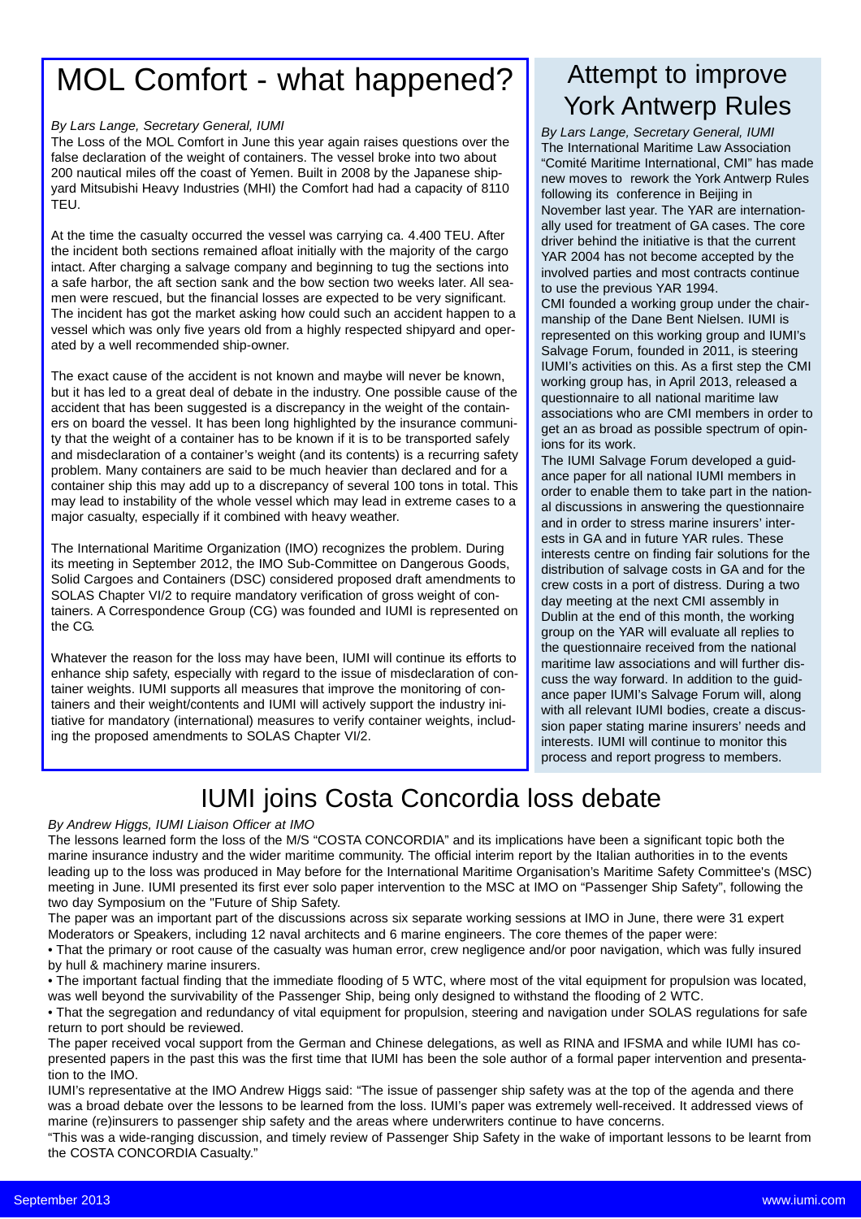# MOL Comfort - what happened?

*By Lars Lange, Secretary General, IUMI*

The Loss of the MOL Comfort in June this year again raises questions over the false declaration of the weight of containers. The vessel broke into two about 200 nautical miles off the coast of Yemen. Built in 2008 by the Japanese shipyard Mitsubishi Heavy Industries (MHI) the Comfort had had a capacity of 8110 TEU.

At the time the casualty occurred the vessel was carrying ca. 4.400 TEU. After the incident both sections remained afloat initially with the majority of the cargo intact. After charging a salvage company and beginning to tug the sections into a safe harbor, the aft section sank and the bow section two weeks later. All seamen were rescued, but the financial losses are expected to be very significant. The incident has got the market asking how could such an accident happen to a vessel which was only five years old from a highly respected shipyard and operated by a well recommended ship-owner.

The exact cause of the accident is not known and maybe will never be known, but it has led to a great deal of debate in the industry. One possible cause of the accident that has been suggested is a discrepancy in the weight of the containers on board the vessel. It has been long highlighted by the insurance community that the weight of a container has to be known if it is to be transported safely and misdeclaration of a container's weight (and its contents) is a recurring safety problem. Many containers are said to be much heavier than declared and for a container ship this may add up to a discrepancy of several 100 tons in total. This may lead to instability of the whole vessel which may lead in extreme cases to a major casualty, especially if it combined with heavy weather.

The International Maritime Organization (IMO) recognizes the problem. During its meeting in September 2012, the IMO Sub-Committee on Dangerous Goods, Solid Cargoes and Containers (DSC) considered proposed draft amendments to SOLAS Chapter VI/2 to require mandatory verification of gross weight of containers. A Correspondence Group (CG) was founded and IUMI is represented on the CG.

Whatever the reason for the loss may have been, IUMI will continue its efforts to enhance ship safety, especially with regard to the issue of misdeclaration of container weights. IUMI supports all measures that improve the monitoring of containers and their weight/contents and IUMI will actively support the industry initiative for mandatory (international) measures to verify container weights, including the proposed amendments to SOLAS Chapter VI/2.

# Attempt to improve York Antwerp Rules

*By Lars Lange, Secretary General, IUMI*

The International Maritime Law Association "Comité Maritime International, CMI" has made new moves to rework the York Antwerp Rules following its conference in Beijing in November last year. The YAR are internationally used for treatment of GA cases. The core driver behind the initiative is that the current YAR 2004 has not become accepted by the involved parties and most contracts continue to use the previous YAR 1994.

CMI founded a working group under the chairmanship of the Dane Bent Nielsen. IUMI is represented on this working group and IUMI's Salvage Forum, founded in 2011, is steering IUMI's activities on this. As a first step the CMI working group has, in April 2013, released a questionnaire to all national maritime law associations who are CMI members in order to get an as broad as possible spectrum of opinions for its work.

The IUMI Salvage Forum developed a guidance paper for all national IUMI members in order to enable them to take part in the national discussions in answering the questionnaire and in order to stress marine insurers' interests in GA and in future YAR rules. These interests centre on finding fair solutions for the distribution of salvage costs in GA and for the crew costs in a port of distress. During a two day meeting at the next CMI assembly in Dublin at the end of this month, the working group on the YAR will evaluate all replies to the questionnaire received from the national maritime law associations and will further discuss the way forward. In addition to the guidance paper IUMI's Salvage Forum will, along with all relevant IUMI bodies, create a discussion paper stating marine insurers' needs and interests. IUMI will continue to monitor this process and report progress to members.

# IUMI joins Costa Concordia loss debate

*By Andrew Higgs, IUMI Liaison Officer at IMO*

The lessons learned form the loss of the M/S "COSTA CONCORDIA" and its implications have been a significant topic both the marine insurance industry and the wider maritime community. The official interim report by the Italian authorities in to the events leading up to the loss was produced in May before for the International Maritime Organisation's Maritime Safety Committee's (MSC) meeting in June. IUMI presented its first ever solo paper intervention to the MSC at IMO on "Passenger Ship Safety", following the two day Symposium on the "Future of Ship Safety.

The paper was an important part of the discussions across six separate working sessions at IMO in June, there were 31 expert Moderators or Speakers, including 12 naval architects and 6 marine engineers. The core themes of the paper were:

- That the primary or root cause of the casualty was human error, crew negligence and/or poor navigation, which was fully insured by hull & machinery marine insurers.
- The important factual finding that the immediate flooding of 5 WTC, where most of the vital equipment for propulsion was located, was well beyond the survivability of the Passenger Ship, being only designed to withstand the flooding of 2 WTC.
- That the segregation and redundancy of vital equipment for propulsion, steering and navigation under SOLAS regulations for safe return to port should be reviewed.

The paper received vocal support from the German and Chinese delegations, as well as RINA and IFSMA and while IUMI has co-presented papers in the past this was the first time that IUMI has been the sole author of a formal paper intervention and presentation to the IMO.

IUMI's representative at the IMO Andrew Higgs said: "The issue of passenger ship safety was at the top of the agenda and there was a broad debate over the lessons to be learned from the loss. IUMI's paper was extremely well-received. It addressed views of marine (re)insurers to passenger ship safety and the areas where underwriters continue to have concerns.

"This was a wide-ranging discussion, and timely review of Passenger Ship Safety in the wake of important lessons to be learnt from the COSTA CONCORDIA Casualty."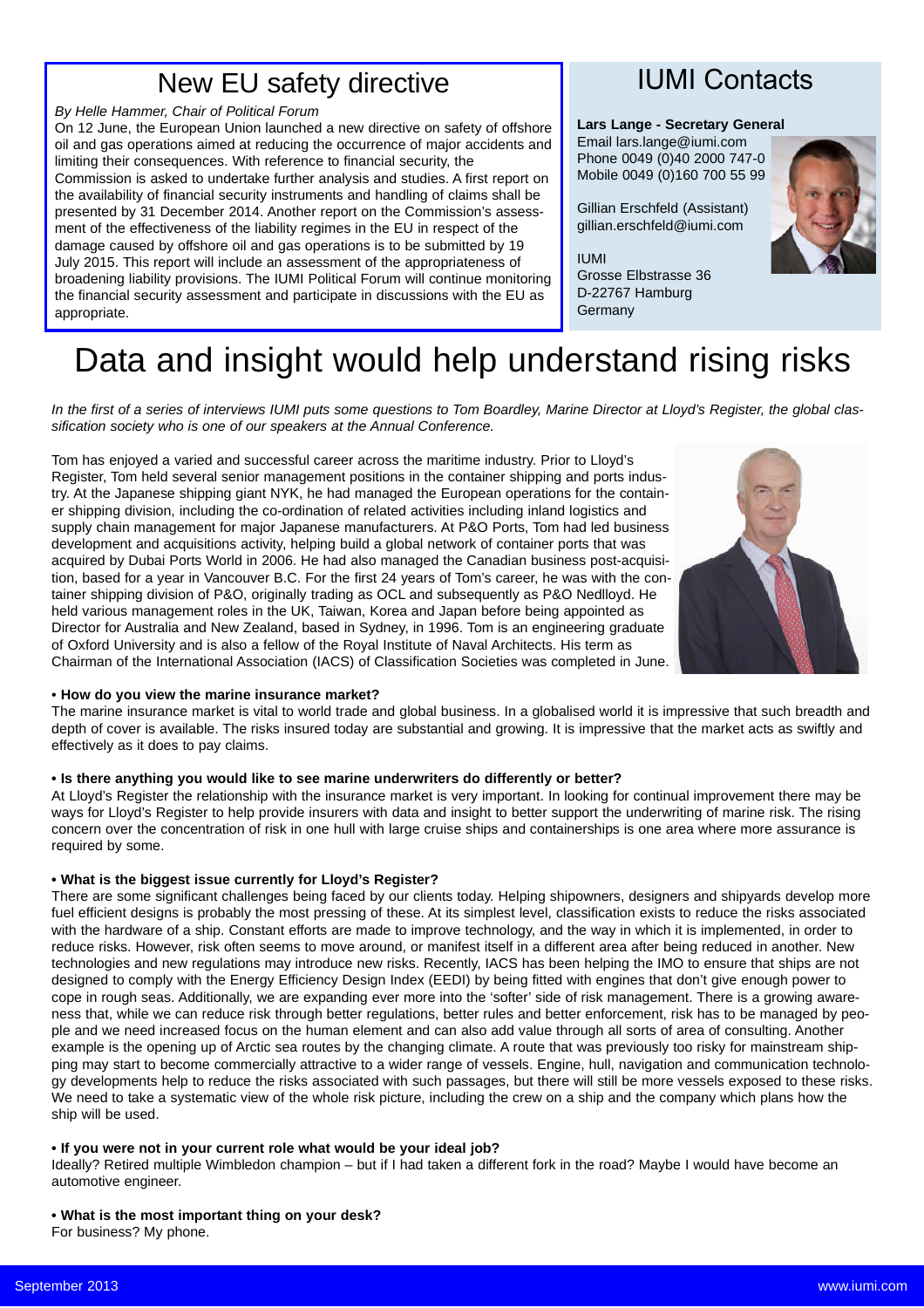## New EU safety directive

*By Helle Hammer, Chair of Political Forum*

On 12 June, the European Union launched a new directive on safety of offshore oil and gas operations aimed at reducing the occurrence of major accidents and limiting their consequences. With reference to financial security, the Commission is asked to undertake further analysis and studies. A first report on the availability of financial security instruments and handling of claims shall be presented by 31 December 2014. Another report on the Commission's assessment of the effectiveness of the liability regimes in the EU in respect of the damage caused by offshore oil and gas operations is to be submitted by 19 July 2015. This report will include an assessment of the appropriateness of broadening liability provisions. The IUMI Political Forum will continue monitoring the financial security assessment and participate in discussions with the EU as appropriate.

## IUMI Contacts

**Lars Lange - Secretary General**
Email lars.lange@iumi.com
Phone 0049 (0)40 2000 747-0
Mobile 0049 (0)160 700 55 99

Gillian Erschfeld (Assistant)
gillian.erschfeld@iumi.com

IUMI
Grosse Elbstrasse 36
D-22767 Hamburg
Germany

# Data and insight would help understand rising risks

*In the first of a series of interviews IUMI puts some questions to Tom Boardley, Marine Director at Lloyd's Register, the global classification society who is one of our speakers at the Annual Conference.*

Tom has enjoyed a varied and successful career across the maritime industry. Prior to Lloyd's Register, Tom held several senior management positions in the container shipping and ports industry. At the Japanese shipping giant NYK, he had managed the European operations for the container shipping division, including the co-ordination of related activities including inland logistics and supply chain management for major Japanese manufacturers. At P&O Ports, Tom had led business development and acquisitions activity, helping build a global network of container ports that was acquired by Dubai Ports World in 2006. He had also managed the Canadian business post-acquisition, based for a year in Vancouver B.C. For the first 24 years of Tom's career, he was with the container shipping division of P&O, originally trading as OCL and subsequently as P&O Nedlloyd. He held various management roles in the UK, Taiwan, Korea and Japan before being appointed as Director for Australia and New Zealand, based in Sydney, in 1996. Tom is an engineering graduate of Oxford University and is also a fellow of the Royal Institute of Naval Architects. His term as Chairman of the International Association (IACS) of Classification Societies was completed in June.

**• How do you view the marine insurance market?**

The marine insurance market is vital to world trade and global business. In a globalised world it is impressive that such breadth and depth of cover is available. The risks insured today are substantial and growing. It is impressive that the market acts as swiftly and effectively as it does to pay claims.

**• Is there anything you would like to see marine underwriters do differently or better?**

At Lloyd's Register the relationship with the insurance market is very important. In looking for continual improvement there may be ways for Lloyd's Register to help provide insurers with data and insight to better support the underwriting of marine risk. The rising concern over the concentration of risk in one hull with large cruise ships and containerships is one area where more assurance is required by some.

**• What is the biggest issue currently for Lloyd's Register?**

There are some significant challenges being faced by our clients today. Helping shipowners, designers and shipyards develop more fuel efficient designs is probably the most pressing of these. At its simplest level, classification exists to reduce the risks associated with the hardware of a ship. Constant efforts are made to improve technology, and the way in which it is implemented, in order to reduce risks. However, risk often seems to move around, or manifest itself in a different area after being reduced in another. New technologies and new regulations may introduce new risks. Recently, IACS has been helping the IMO to ensure that ships are not designed to comply with the Energy Efficiency Design Index (EEDI) by being fitted with engines that don't give enough power to cope in rough seas. Additionally, we are expanding ever more into the 'softer' side of risk management. There is a growing awareness that, while we can reduce risk through better regulations, better rules and better enforcement, risk has to be managed by people and we need increased focus on the human element and can also add value through all sorts of area of consulting. Another example is the opening up of Arctic sea routes by the changing climate. A route that was previously too risky for mainstream shipping may start to become commercially attractive to a wider range of vessels. Engine, hull, navigation and communication technology developments help to reduce the risks associated with such passages, but there will still be more vessels exposed to these risks. We need to take a systematic view of the whole risk picture, including the crew on a ship and the company which plans how the ship will be used.

**• If you were not in your current role what would be your ideal job?**

Ideally? Retired multiple Wimbledon champion – but if I had taken a different fork in the road? Maybe I would have become an automotive engineer.

**• What is the most important thing on your desk?**

For business? My phone.